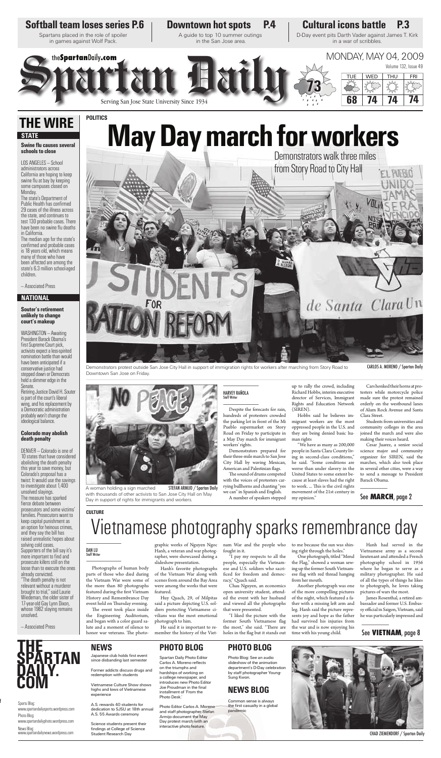**Softball team loses series P.6**
Spartans placed in the role of spoiler in games against Wolf Pack.

**Downtown hot spots P.4**
A guide to top 10 summer outings in the San Jose area.

**Cultural icons battle P.3**
D-Day event pits Darth Vader against James T. Kirk in a war of scribbles.

theSpartanDaily.com

# Spartan Daily

Serving San Jose State University Since 1934

MONDAY, MAY 04, 2009
Volume 132, Issue 49

73

| TUE | WED | THU | FRI |
|---|---|---|---|
| 68 | 74 | 74 | 74 |

## THE WIRE

### STATE

**Swine flu causes several schools to close**

LOS ANGELES – School administrators across California are hoping to keep swine flu at bay by keeping some campuses closed on Monday.

The state's Department of Public Health has confirmed 29 cases of the illness across the state, and continues to test 130 probable cases. There have been no swine flu deaths in California.

The median age for the state's confirmed and probable cases is 18 years old, which means many of those who have been affected are among the state's 6.3 million school-aged children.

– Associated Press

### NATIONAL

**Souter's retirement unlikely to change court's makeup**

WASHINGTON – Awaiting President Barack Obama's first Supreme Court pick, activists expect a less-spirited nomination battle than would have been anticipated if a conservative justice had stepped down or Democrats held a slimmer edge in the Senate.

Retiring Justice David H. Souter is part of the court's liberal wing, and his replacement by a Democratic administration probably won't change the ideological balance.

**Colorado may abolish death penalty**

DENVER – Colorado is one of 10 states that have considered abolishing the death penalty this year to save money, but Colorado's proposal has a twist: It would use the savings to investigate about 1,400 unsolved slayings.

The measure has sparked fierce debate between prosecutors and some victims' families. Prosecutors want to keep capital punishment as an option for heinous crimes, and they say the bill has raised unrealistic hopes about solving cold cases.

Supporters of the bill say it's more important to find and prosecute killers still on the loose than to execute the ones already convicted.

"The death penalty is not relevant without a murderer brought to trial," said Laurie Wiedeman, the older sister of 17-year-old Gay Lynn Dixon, whose 1982 slaying remains unsolved.

– Associated Press

POLITICS

# May Day march for workers

## Demonstrators walk three miles from Story Road to City Hall

Demonstrators protest outside San Jose City Hall in support of immigration rights for workers after marching from Story Road to Downtown San Jose on Friday.

CARLOS A. MORENO / Spartan Daily

A woman holding a sign marched with thousands of other activists to San Jose City Hall on May Day in support of rights for immigrants and workers.

STEFAN ARMIJO / Spartan Daily

HARVEY RAÑOLA
Staff Writer

Despite the forecasts for rain, hundreds of protesters crowded the parking lot in front of the Mi Pueblo supermarket on Story Road on Friday to participate in a May Day march for immigrant workers' rights.

Demonstrators prepared for their three-mile march to San Jose City Hall by waving Mexican, American and Palestinian flags.

The sound of drums competed with the voices of protesters carrying bullhorns and chanting "yes we can" in Spanish and English.

A number of speakers stepped up to rally the crowd, including Richard Hobbs, interim executive director of Services, Immigrant Rights and Education Network (SIREN).

Hobbs said he believes immigrant workers are the most oppressed people in the U.S. and they are being denied basic human rights

"We have as many as 200,000 people in Santa Clara County living in second-class conditions," he said. "Some conditions are worse than under slavery in the United States to some extent because at least slaves had the right to work. ... This is the civil rights movement of the 21st century in my opinion."

Cars honked their horns at protesters while motorcycle police made sure the protest remained orderly on the westbound lanes of Alum Rock Avenue and Santa Clara Street.

Students from universities and community colleges in the area joined the march and were also making their voices heard.

Cesar Juarez, a senior social science major and community organizer for SIREN, said the marches, which also took place in several other cities, were a way to send a message to President Barack Obama.

See **MARCH**, page 2

CULTURE

# Vietnamese photography sparks remembrance day

DAN LU
Staff Writer

Photographs of human body parts of those who died during the Vietnam War were some of the more than 80 photographs featured during the first Vietnam History and Remembrance Day event held on Thursday evening.

The event took place inside the Engineering Auditorium, and began with a color guard salute and a moment of silence to honor war veterans. The photographic works of Nguyen Ngoc Hanh, a veteran and war photographer, were showcased during a slideshow presentation.

Hanh's favorite photographs of the Vietnam War along with scenes from around the Bay Area were among the works that were featured.

Huy Quach, 29, of Milpitas said a picture depicting U.S. soldiers protecting Vietnamese civilians was the most emotional photograph to him.

He said it is important to remember the history of the Vietnam War and the people who fought in it.

"I pay my respects to all the people, especially the Vietnamese and U.S. soldiers who sacrificed for freedom and democracy," Quach said.

Chau Nguyen, an economics open university student, attended the event with her husband and viewed all the photographs that were presented.

"I liked the picture with the former South Vietnamese flag the most," she said. "There are holes in the flag but it stands out to me because the sun was shining right through the holes."

One photograph, titled "Mend the Flag," showed a woman sewing up the former South Vietnamese flag with red thread hanging from her mouth.

Another photograph was one of the more compelling pictures of the night, which featured a father with a missing left arm and leg. Hanh said the picture represents joy and hope as the father had survived his injuries from the war and is now enjoying his time with his young child.

Hanh had served in the Vietnamese army as a second lieutenant and attended a French photography school in 1956 where he began to serve as a military photographer. He said of all the types of things he likes to photograph, he loves taking pictures of wars the most.

James Rosenthal, a retired ambassador and former U.S. Embassy official in Saigon, Vietnam, said he was particularly impressed and

See **VIETNAM**, page 8

## THE SPARTAN DAILY.COM

Sports Blog:
www.spartandailysports.wordpress.com
Photo Blog:
www.spartandailyphoto.wordpress.com
News Blog:
www.spartandailynews.wordpress.com

### NEWS

Japanese club holds first event since disbanding last semester

Former addicts discuss drugs and redemption with students

Vietnamese Culture Show shows highs and lows of Vietnamese experience

A.S. rewards 40 students for dedication to SJSU at 18th annual A.S. 55 Awards ceremony

Science students present their findings at College of Science Student Research Day

### PHOTO BLOG

Spartan Daily Photo Editor Carlos A. Moreno reflects on the triumphs and hardships of working on a college newspaper, and introduces new Photo Editor Joe Proudman in the final installment of 'From the Photo Desk.'

Photo Editor Carlos A. Moreno and staff photographer Stefan Armijo document the May Day protest march with an interactive photo feature.

### PHOTO BLOG

Photo Blog: See an audio slideshow of the animation department's D-Day celebration by staff photographer Young-Sung Kwon.

### NEWS BLOG

Common sense is always the first casualty in a global pandemic

CHAD ZIEMENDORF / Spartan Daily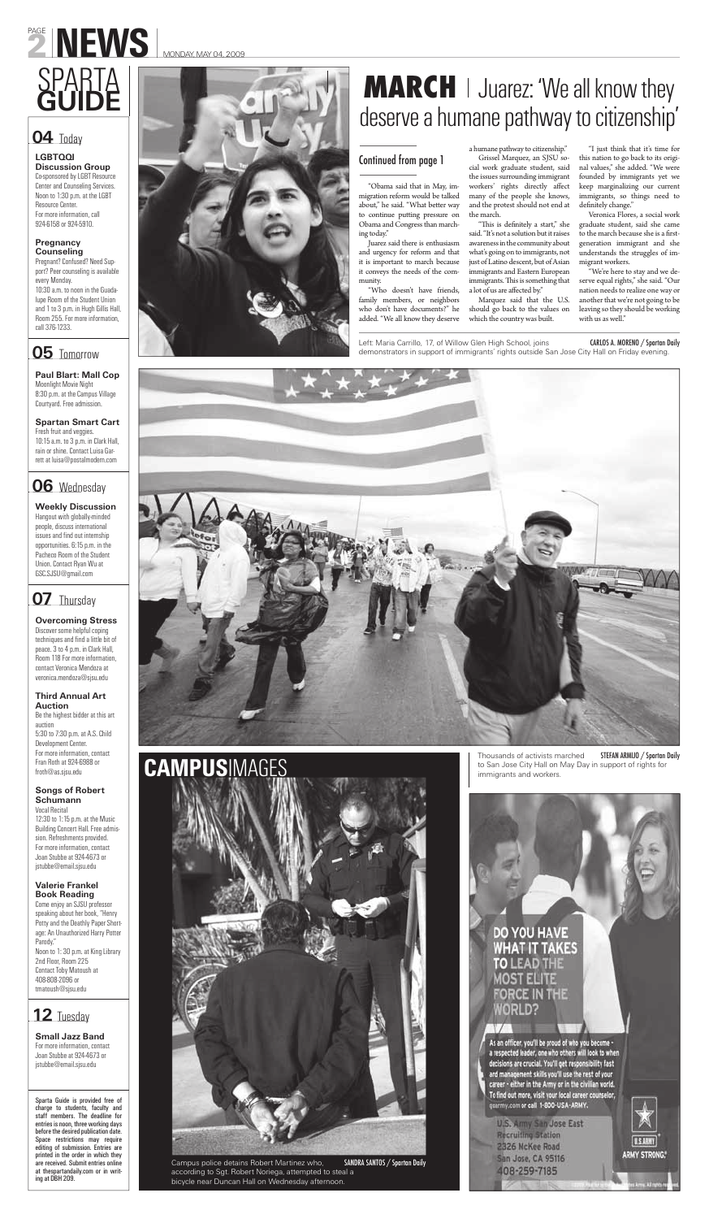# SPARTA GUIDE

## 04 Today

**LGBTQQI Discussion Group**
Co-sponsored by LGBT Resource Center and Counseling Services. Noon to 1:30 p.m. at the LGBT Resource Center. For more information, call 924-6158 or 924-5910.

**Pregnancy Counseling**
Pregnant? Confused? Need Support? Peer counseling is available every Monday. 10:30 a.m. to noon in the Guadalupe Room of the Student Union and 1 to 3 p.m. in Hugh Gillis Hall, Room 255. For more information, call 376-1233.

## 05 Tomorrow

**Paul Blart: Mall Cop**
Moonlight Movie Night 8:30 p.m. at the Campus Village Courtyard. Free admission.

**Spartan Smart Cart**
Fresh fruit and veggies. 10:15 a.m. to 3 p.m. in Clark Hall, rain or shine. Contact Luisa Garrett at luisa@postalmodern.com

## 06 Wednesday

**Weekly Discussion**
Hangout with globally-minded people, discuss international issues and find out internship opportunities. 6:15 p.m. in the Pacheco Room of the Student Union. Contact Ryan Wu at GSC.SJSU@gmail.com

## 07 Thursday

**Overcoming Stress**
Discover some helpful coping techniques and find a little bit of peace. 3 to 4 p.m. in Clark Hall, Room 118 For more information, contact Veronica Mendoza at veronica.mendoza@sjsu.edu

**Third Annual Art Auction**
Be the highest bidder at this art auction 5:30 to 7:30 p.m. at A.S. Child Development Center. For more information, contact Fran Roth at 924-6988 or froth@as.sjsu.edu

**Songs of Robert Schumann**
Vocal Recital 12:30 to 1:15 p.m. at the Music Building Concert Hall. Free admission. Refreshments provided. For more information, contact Joan Stubbe at 924-4673 or jstubbe@email.sjsu.edu

**Valerie Frankel Book Reading**
Come enjoy an SJSU professor speaking about her book, "Henry Potty and the Deathly Paper Shortage: An Unauthorized Harry Potter Parody." Noon to 1: 30 p.m. at King Library 2nd Floor, Room 225 Contact Toby Matoush at 408-808-2096 or tmatoush@sjsu.edu

## 12 Tuesday

**Small Jazz Band**
For more information, contact Joan Stubbe at 924-4673 or jstubbe@email.sjsu.edu

Sparta Guide is provided free of charge to students, faculty and staff members. The deadline for entries is noon, three working days before the desired publication date. Space restrictions may require editing of submission. Entries are printed in the order in which they are received. Submit entries online at thespartandaily.com or in writing at DBH 209.

# MARCH | Juarez: 'We all know they deserve a humane pathway to citizenship'

Continued from page 1

"Obama said that in May, immigration reform would be talked about," he said. "What better way to continue putting pressure on Obama and Congress than marching today."

Juarez said there is enthusiasm and urgency for reform and that it is important to march because it conveys the needs of the community.

"Who doesn't have friends, family members, or neighbors who don't have documents?" he added. "We all know they deserve a humane pathway to citizenship."

Grissel Marquez, an SJSU social work graduate student, said the issues surrounding immigrant workers' rights directly affect many of the people she knows, and the protest should not end at the march.

"This is definitely a start," she said. "It's not a solution but it raises awareness in the community about what's going on to immigrants, not just of Latino descent, but of Asian immigrants and Eastern European immigrants. This is something that a lot of us are affected by."

Marquez said that the U.S. should go back to the values on which the country was built.

"I just think that it's time for this nation to go back to its original values," she added. "We were founded by immigrants yet we keep marginalizing our current immigrants, so things need to definitely change."

Veronica Flores, a social work graduate student, said she came to the march because she is a first-generation immigrant and she understands the struggles of immigrant workers.

"We're here to stay and we deserve equal rights," she said. "Our nation needs to realize one way or another that we're not going to be leaving so they should be working with us as well."

Left: Maria Carrillo, 17, of Willow Glen High School, joins demonstrators in support of immigrants' rights outside San Jose City Hall on Friday evening. CARLOS A. MORENO / Spartan Daily

Thousands of activists marched to San Jose City Hall on May Day in support of rights for immigrants and workers. STEFAN ARMIJO / Spartan Daily

# CAMPUSIMAGES

Campus police detains Robert Martinez who, according to Sgt. Robert Noriega, attempted to steal a bicycle near Duncan Hall on Wednesday afternoon. SANDRA SANTOS / Spartan Daily

DO YOU HAVE WHAT IT TAKES TO LEAD THE MOST ELITE FORCE IN THE WORLD?

As an officer, you'll be proud of who you become - a respected leader, one who others will look to when decisions are crucial. You'll get responsibility fast and management skills you'll use the rest of your career - either in the Army or in the civilian world. To find out more, visit your local career counselor, goarmy.com or call 1-800-USA-ARMY.

U.S. Army San Jose East Recruiting Station
2326 McKee Road
San Jose, CA 95116
408-259-7185

U.S. ARMY
ARMY STRONG.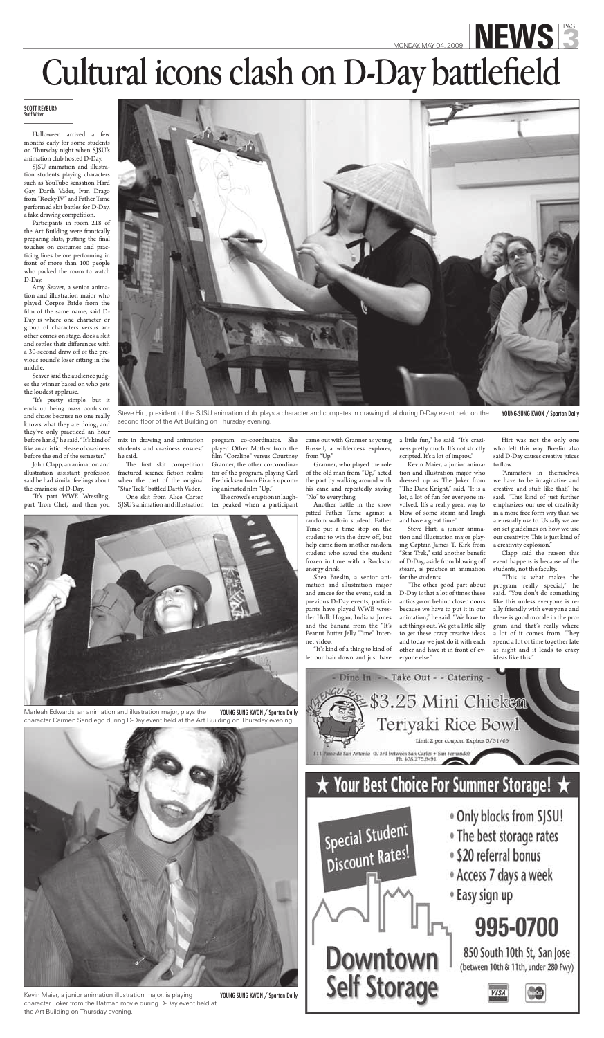# Cultural icons clash on D-Day battlefield

SCOTT REYBURN
Staff Writer

Halloween arrived a few months early for some students on Thursday night when SJSU's animation club hosted D-Day.

SJSU animation and illustration students playing characters such as YouTube sensation Hard Gay, Darth Vader, Ivan Drago from "Rocky IV" and Father Time performed skit battles for D-Day, a fake drawing competition.

Participants in room 218 of the Art Building were frantically preparing skits, putting the final touches on costumes and practicing lines before performing in front of more than 100 people who packed the room to watch D-Day.

Amy Seaver, a senior animation and illustration major who played Corpse Bride from the film of the same name, said D-Day is where one character or group of characters versus another comes on stage, does a skit and settles their differences with a 30-second draw off of the previous round's loser sitting in the middle.

Seaver said the audience judges the winner based on who gets the loudest applause.

"It's pretty simple, but it ends up being mass confusion and chaos because no one really knows what they are doing, and they've only practiced an hour before hand," he said. "It's kind of like an artistic release of craziness before the end of the semester."

John Clapp, an animation and illustration assistant professor, said he had similar feelings about the craziness of D-Day.

"It's part WWE Wrestling, part 'Iron Chef,' and then you mix in drawing and animation students and craziness ensues," he said.

The first skit competition fractured science fiction realms when the cast of the original "Star Trek" battled Darth Vader.

One skit from Alice Carter, SJSU's animation and illustration program co-coordinator. She played Other Mother from the film "Coraline" versus Courtney Granner, the other co-coordinator of the program, playing Carl Fredricksen from Pixar's upcoming animated film "Up."

The crowd's eruption in laughter peaked when a participant came out with Granner as young Russell, a wilderness explorer, from "Up."

Granner, who played the role of the old man from "Up," acted the part by walking around with his cane and repeatedly saying "No" to everything.

Another battle in the show pitted Father Time against a random walk-in student. Father Time put a time stop on the student to win the draw off, but help came from another random student who saved the student frozen in time with a Rockstar energy drink.

Shea Breslin, a senior animation and illustration major and emcee for the event, said in previous D-Day events, participants have played WWE wrestler Hulk Hogan, Indiana Jones and the banana from the "It's Peanut Butter Jelly Time" Internet video.

"It's kind of a thing to kind of let our hair down and just have a little fun," he said. "It's craziness pretty much. It's not strictly scripted. It's a lot of improv."

Kevin Maier, a junior animation and illustration major who dressed up as The Joker from "The Dark Knight," said, "It is a lot, a lot of fun for everyone involved. It's a really great way to blow of some steam and laugh and have a great time."

Steve Hirt, a junior animation and illustration major playing Captain James T. Kirk from "Star Trek," said another benefit of D-Day, aside from blowing off steam, is practice in animation for the students.

"The other good part about D-Day is that a lot of times these antics go on behind closed doors because we have to put it in our animation," he said. "We have to act things out. We get a little silly to get these crazy creative ideas and today we just do it with each other and have it in front of everyone else."

Hirt was not the only one who felt this way. Breslin also said D-Day causes creative juices to flow.

"Animators in themselves, we have to be imaginative and creative and stuff like that," he said. "This kind of just further emphasizes our use of creativity in a more free form way than we are usually use to. Usually we are on set guidelines on how we use our creativity. This is just kind of a creativity explosion."

Clapp said the reason this event happens is because of the students, not the faculty.

"This is what makes the program really special," he said. "You don't do something like this unless everyone is really friendly with everyone and there is good morale in the program and that's really where a lot of it comes from. They spend a lot of time together late at night and it leads to crazy ideas like this."

Steve Hirt, president of the SJSU animation club, plays a character and competes in drawing dual during D-Day event held on the second floor of the Art Building on Thursday evening. YOUNG-SUNG KWON / Spartan Daily

Marleah Edwards, an animation and illustration major, plays the character Carmen Sandiego during D-Day event held at the Art Building on Thursday evening. YOUNG-SUNG KWON / Spartan Daily

Kevin Maier, a junior animation illustration major, is playing character Joker from the Batman movie during D-Day event held at the Art Building on Thursday evening. YOUNG-SUNG KWON / Spartan Daily

- Dine In - - Take Out - - Catering -

$3.25 Mini Chicken Teriyaki Rice Bowl

Limit 2 per coupon. Expires 5/31/09

111 Paseo de San Antonio (S. 3rd between San Carlos + San Fernando) Ph. 408.275.9491

★ Your Best Choice For Summer Storage! ★

Special Student Discount Rates!

- Only blocks from SJSU!
- The best storage rates
- $20 referral bonus
- Access 7 days a week
- Easy sign up

995-0700

850 South 10th St, San Jose (between 10th & 11th, under 280 Fwy)

Downtown Self Storage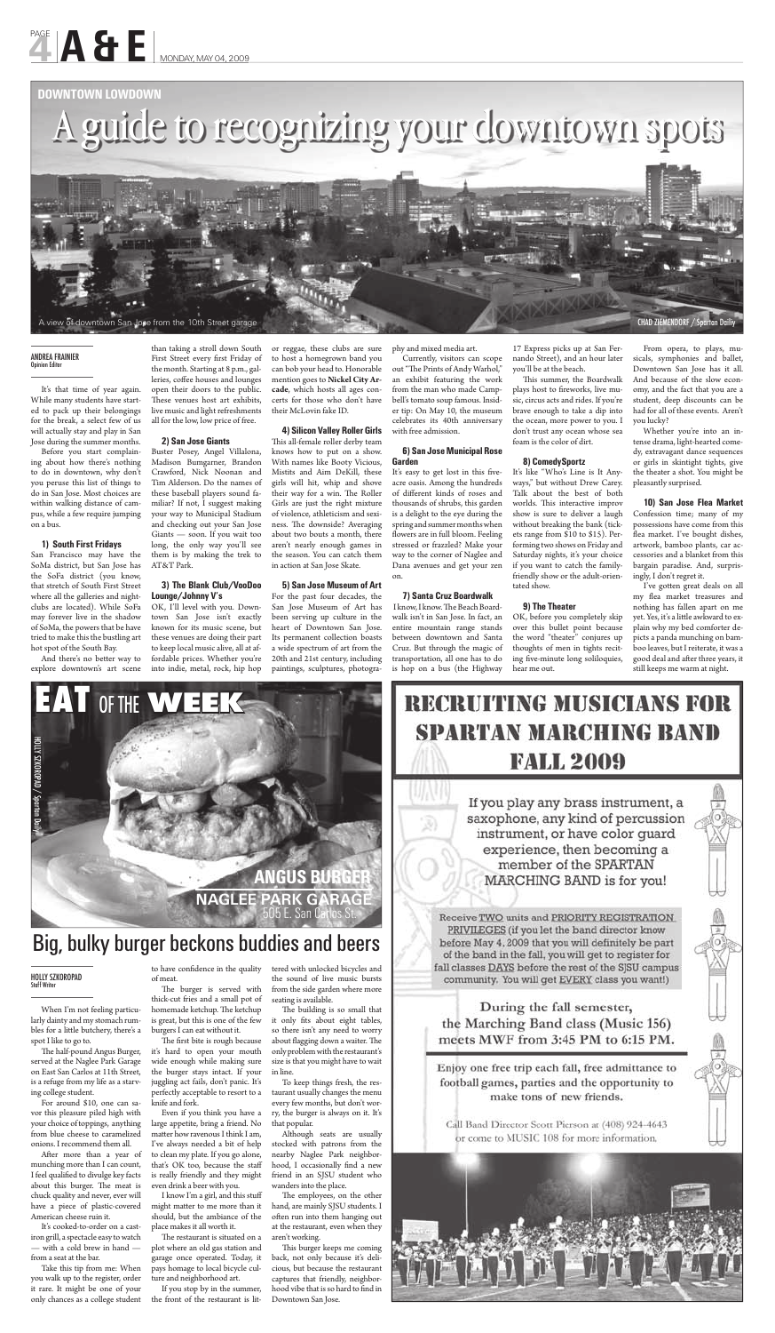# DOWNTOWN LOWDOWN

# A guide to recognizing your downtown spots

A view of downtown San Jose from the 10th Street garage

CHAD ZIEMENDORF / Spartan Daily

ANDREA FRAINIER
Opinion Editor

It's that time of year again. While many students have started to pack up their belongings for the break, a select few of us will actually stay and play in San Jose during the summer months.

Before you start complaining about how there's nothing to do in downtown, why don't you peruse this list of things to do in San Jose. Most choices are within walking distance of campus, while a few require jumping on a bus.

### 1) South First Fridays

San Francisco may have the SoMa district, but San Jose has the SoFa district (you know, that stretch of South First Street where all the galleries and nightclubs are located). While SoFa may forever live in the shadow of SoMa, the powers that be have tried to make this the bustling art hot spot of the South Bay.

And there's no better way to explore downtown's art scene than taking a stroll down South First Street every first Friday of the month. Starting at 8 p.m., galleries, coffee houses and lounges open their doors to the public. These venues host art exhibits, live music and light refreshments all for the low, low price of free.

### 2) San Jose Giants

Buster Posey, Angel Villalona, Madison Bumgarner, Brandon Crawford, Nick Noonan and Tim Alderson. Do the names of these baseball players sound familiar? If not, I suggest making your way to Municipal Stadium and checking out your San Jose Giants — soon. If you wait too long, the only way you'll see them is by making the trek to AT&T Park.

### 3) The Blank Club/VooDoo Lounge/Johnny V's

OK, I'll level with you. Downtown San Jose isn't exactly known for its music scene, but these venues are doing their part to keep local music alive, all at affordable prices. Whether you're into indie, metal, rock, hip hop or reggae, these clubs are sure to host a homegrown band you can bob your head to. Honorable mention goes to **Nickel City Arcade**, which hosts all ages concerts for those who don't have their McLovin fake ID.

### 4) Silicon Valley Roller Girls

This all-female roller derby team knows how to put on a show. With names like Booty Vicious, Mistits and Aim DeKill, these girls will hit, whip and shove their way for a win. The Roller Girls are just the right mixture of violence, athleticism and sexiness. The downside? Averaging about two bouts a month, there aren't nearly enough games in the season. You can catch them in action at San Jose Skate.

### 5) San Jose Museum of Art

For the past four decades, the San Jose Museum of Art has been serving up culture in the heart of Downtown San Jose. Its permanent collection boasts a wide spectrum of art from the 20th and 21st century, including paintings, sculptures, photography and mixed media art.

Currently, visitors can scope out "The Prints of Andy Warhol," an exhibit featuring the work from the man who made Campbell's tomato soup famous. Insider tip: On May 10, the museum celebrates its 40th anniversary with free admission.

### 6) San Jose Municipal Rose Garden

It's easy to get lost in this five-acre oasis. Among the hundreds of different kinds of roses and thousands of shrubs, this garden is a delight to the eye during the spring and summer months when flowers are in full bloom. Feeling stressed or frazzled? Make your way to the corner of Naglee and Dana avenues and get your zen on.

### 7) Santa Cruz Boardwalk

I know, I know. The Beach Boardwalk isn't in San Jose. In fact, an entire mountain range stands between downtown and Santa Cruz. But through the magic of transportation, all one has to do is hop on a bus (the Highway 17 Express picks up at San Fernando Street), and an hour later you'll be at the beach.

This summer, the Boardwalk plays host to fireworks, live music, circus acts and rides. If you're brave enough to take a dip into the ocean, more power to you. I don't trust any ocean whose sea foam is the color of dirt.

### 8) ComedySportz

It's like "Who's Line is It Anyways," but without Drew Carey. Talk about the best of both worlds. This interactive improv show is sure to deliver a laugh without breaking the bank (tickets range from $10 to $15). Performing two shows on Friday and Saturday nights, it's your choice if you want to catch the family-friendly show or the adult-oriented show.

### 9) The Theater

OK, before you completely skip over this bullet point because the word "theater" conjures up thoughts of men in tights reciting five-minute long soliloquies, hear me out.

From opera, to plays, musicals, symphonies and ballet, Downtown San Jose has it all. And because of the slow economy, and the fact that you are a student, deep discounts can be had for all of these events. Aren't you lucky?

Whether you're into an intense drama, light-hearted comedy, extravagant dance sequences or girls in skintight tights, give the theater a shot. You might be pleasantly surprised.

### 10) San Jose Flea Market

Confession time; many of my possessions have come from this flea market. I've bought dishes, artwork, bamboo plants, car accessories and a blanket from this bargain paradise. And, surprisingly, I don't regret it.

I've gotten great deals on all my flea market treasures and nothing has fallen apart on me yet. Yes, it's a little awkward to explain why my bed comforter depicts a panda munching on bamboo leaves, but I reiterate, it was a good deal and after three years, it still keeps me warm at night.

---

# EAT OF THE WEEK

HOLLY SZKOROPAD / Spartan Daily

ANGUS BURGER
NAGLEE PARK GARAGE
505 E. San Carlos St.

## Big, bulky burger beckons buddies and beers

HOLLY SZKOROPAD
Staff Writer

When I'm not feeling particularly dainty and my stomach rumbles for a little butchery, there's a spot I like to go to.

The half-pound Angus Burger, served at the Naglee Park Garage on East San Carlos at 11th Street, is a refuge from my life as a starving college student.

For around $10, one can savor this pleasure piled high with your choice of toppings, anything from blue cheese to caramelized onions. I recommend them all.

After more than a year of munching more than I can count, I feel qualified to divulge key facts about this burger. The meat is chuck quality and never, ever will have a piece of plastic-covered American cheese ruin it.

It's cooked-to-order on a cast-iron grill, a spectacle easy to watch — with a cold brew in hand — from a seat at the bar.

Take this tip from me: When you walk up to the register, order it rare. It might be one of your only chances as a college student to have confidence in the quality of meat.

The burger is served with thick-cut fries and a small pot of homemade ketchup. The ketchup is great, but this is one of the few burgers I can eat without it.

The first bite is rough because it's hard to open your mouth wide enough while making sure the burger stays intact. If your juggling act fails, don't panic. It's perfectly acceptable to resort to a knife and fork.

Even if you think you have a large appetite, bring a friend. No matter how ravenous I think I am, I've always needed a bit of help to clean my plate. If you go alone, that's OK too, because the staff is really friendly and they might even drink a beer with you.

I know I'm a girl, and this stuff might matter to me more than it should, but the ambiance of the place makes it all worth it.

The restaurant is situated on a plot where an old gas station and garage once operated. Today, it pays homage to local bicycle culture and neighborhood art.

If you stop by in the summer, the front of the restaurant is littered with unlocked bicycles and the sound of live music bursts from the side garden where more seating is available.

The building is so small that it only fits about eight tables, so there isn't any need to worry about flagging down a waiter. The only problem with the restaurant's size is that you might have to wait in line.

To keep things fresh, the restaurant usually changes the menu every few months, but don't worry, the burger is always on it. It's that popular.

Although seats are usually stocked with patrons from the nearby Naglee Park neighborhood, I occasionally find a new friend in an SJSU student who wanders into the place.

The employees, on the other hand, are mainly SJSU students. I often run into them hanging out at the restaurant, even when they aren't working.

This burger keeps me coming back, not only because it's delicious, but because the restaurant captures that friendly, neighborhood vibe that is so hard to find in Downtown San Jose.

---

# RECRUITING MUSICIANS FOR SPARTAN MARCHING BAND FALL 2009

If you play any brass instrument, a saxophone, any kind of percussion instrument, or have color guard experience, then becoming a member of the SPARTAN MARCHING BAND is for you!

Receive TWO units and PRIORITY REGISTRATION PRIVILEGES (if you let the band director know before May 4, 2009 that you will definitely be part of the band in the fall, you will get to register for fall classes DAYS before the rest of the SJSU campus community. You will get EVERY class you want!)

During the fall semester, the Marching Band class (Music 156) meets MWF from 3:45 PM to 6:15 PM.

Enjoy one free trip each fall, free admittance to football games, parties and the opportunity to make tons of new friends.

Call Band Director Scott Pierson at (408) 924-4643 or come to MUSIC 108 for more information.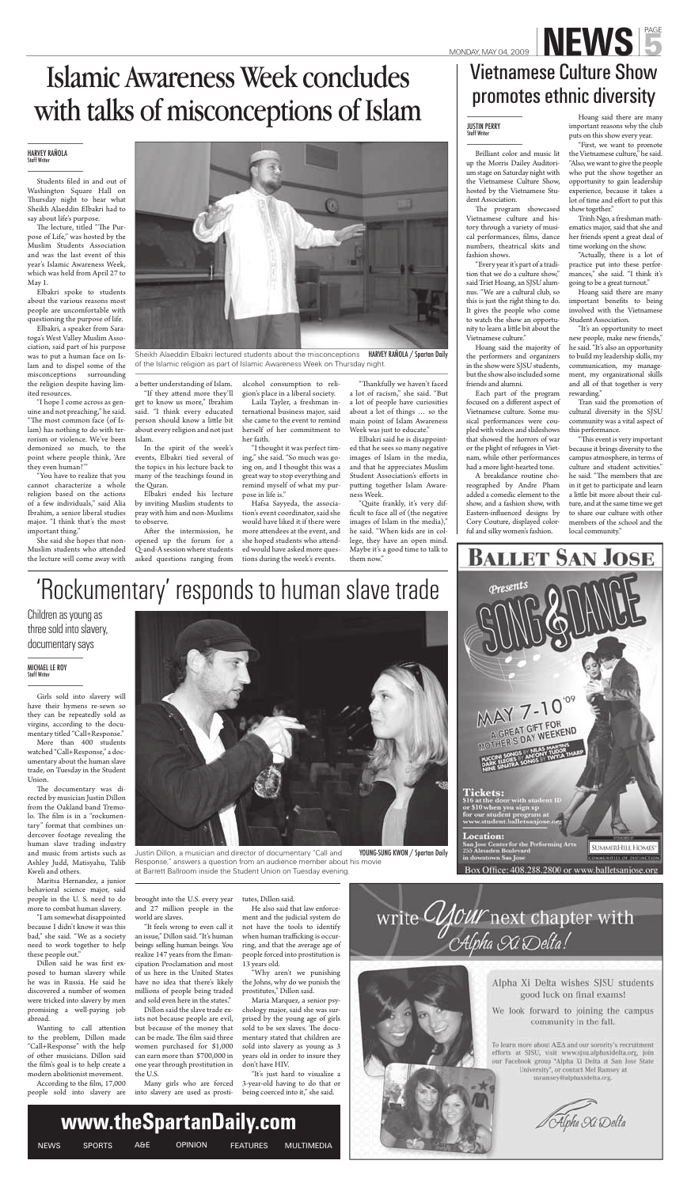# Islamic Awareness Week concludes with talks of misconceptions of Islam

HARVEY RAÑOLA
Staff Writer

Students filed in and out of Washington Square Hall on Thursday night to hear what Sheikh Alaeddin Elbakri had to say about life's purpose.

The lecture, titled "The Purpose of Life," was hosted by the Muslim Students Association and was the last event of this year's Islamic Awareness Week, which was held from April 27 to May 1.

Elbakri spoke to students about the various reasons most people are uncomfortable with questioning the purpose of life.

Elbakri, a speaker from Saratoga's West Valley Muslim Association, said part of his purpose was to put a human face on Islam and to dispel some of the misconceptions surrounding the religion despite having limited resources.

"I hope I come across as genuine and not preaching," he said. "The most common face of (Islam) has nothing to do with terrorism or violence. We've been demonized so much, to the point where people think, 'Are they even human?'"

"You have to realize that you cannot characterize a whole religion based on the actions of a few individuals," said Alia Ibrahim, a senior liberal studies major. "I think that's the most important thing."

She said she hopes that non-Muslim students who attended the lecture will come away with a better understanding of Islam.

"If they attend more they'll get to know us more," Ibrahim said. "I think every educated person should know a little bit about every religion and not just Islam.

In the spirit of the week's events, Elbakri tied several of the topics in his lecture back to many of the teachings found in the Quran.

Elbakri ended his lecture by inviting Muslim students to pray with him and non-Muslims to observe.

After the intermission, he opened up the forum for a Q-and-A session where students asked questions ranging from alcohol consumption to religion's place in a liberal society.

Laila Tayler, a freshman international business major, said she came to the event to remind herself of her commitment to her faith.

"I thought it was perfect timing," she said. "So much was going on, and I thought this was a great way to stop everything and remind myself of what my purpose in life is."

Hafsa Sayyeda, the association's event coordinator, said she would have liked it if there were more attendees at the event, and she hoped students who attended would have asked more questions during the week's events.

"Thankfully we haven't faced a lot of racism," she said. "But a lot of people have curiosities about a lot of things … so the main point of Islam Awareness Week was just to educate."

Elbakri said he is disappointed that he sees so many negative images of Islam in the media, and that he appreciates Muslim Student Association's efforts in putting together Islam Awareness Week.

"Quite frankly, it's very difficult to face all of (the negative images of Islam in the media)," he said. "When kids are in college, they have an open mind. Maybe it's a good time to talk to them now."

Sheikh Alaeddin Elbakri lectured students about the misconceptions of the Islamic religion as part of Islamic Awareness Week on Thursday night. HARVEY RAÑOLA / Spartan Daily

# Vietnamese Culture Show promotes ethnic diversity

JUSTIN PERRY
Staff Writer

Brilliant color and music lit up the Morris Dailey Auditorium stage on Saturday night with the Vietnamese Culture Show, hosted by the Vietnamese Student Association.

The program showcased Vietnamese culture and history through a variety of musical performances, films, dance numbers, theatrical skits and fashion shows.

"Every year it's part of a tradition that we do a culture show," said Triet Hoang, an SJSU alumnus. "We are a cultural club, so this is just the right thing to do. It gives the people who come to watch the show an opportunity to learn a little bit about the Vietnamese culture."

Hoang said the majority of the performers and organizers in the show were SJSU students, but the show also included some friends and alumni.

Each part of the program focused on a different aspect of Vietnamese culture. Some musical performances were coupled with videos and slideshows that showed the horrors of war or the plight of refugees in Vietnam, while other performances had a more light-hearted tone.

A breakdance routine choreographed by Andre Pham added a comedic element to the show, and a fashion show, with Eastern-influenced designs by Cory Couture, displayed colorful and silky women's fashion.

Hoang said there are many important reasons why the club puts on this show every year.

"First, we want to promote the Vietnamese culture," he said. "Also, we want to give the people who put the show together an opportunity to gain leadership experience, because it takes a lot of time and effort to put this show together."

Trinh Ngo, a freshman mathematics major, said that she and her friends spent a great deal of time working on the show.

"Actually, there is a lot of practice put into these performances," she said. "I think it's going to be a great turnout."

Hoang said there are many important benefits to being involved with the Vietnamese Student Association.

"It's an opportunity to meet new people, make new friends," he said. "It's also an opportunity to build my leadership skills, my communication, my management, my organizational skills and all of that together is very rewarding."

Tran said the promotion of cultural diversity in the SJSU community was a vital aspect of this performance.

"This event is very important because it brings diversity to the campus atmosphere, in terms of culture and student activities," he said. "The members that are in it get to participate and learn a little bit more about their culture, and at the same time we get to share our culture with other members of the school and the local community."

# 'Rockumentary' responds to human slave trade

## Children as young as three sold into slavery, documentary says

MICHAEL LE ROY
Staff Writer

Girls sold into slavery will have their hymens re-sewn so they can be repeatedly sold as virgins, according to the documentary titled "Call+Response."

More than 400 students watched "Call+Response," a documentary about the human slave trade, on Tuesday in the Student Union.

The documentary was directed by musician Justin Dillon from the Oakland band Tremolo. The film is in a "rockumentary" format that combines undercover footage revealing the human slave trading industry and music from artists such as Ashley Judd, Matisyahu, Talib Kweli and others.

Maritsa Hernandez, a junior behavioral science major, said people in the U. S. need to do more to combat human slavery.

"I am somewhat disappointed because I didn't know it was this bad," she said. "We as a society need to work together to help these people out."

Dillon said he was first exposed to human slavery while he was in Russia. He said he discovered a number of women were tricked into slavery by men promising a well-paying job abroad.

Wanting to call attention to the problem, Dillon made "Call+Response" with the help of other musicians. Dillon said the film's goal is to help create a modern abolitionist movement.

According to the film, 17,000 people sold into slavery are brought into the U.S. every year and 27 million people in the world are slaves.

"It feels wrong to even call it an issue," Dillon said. "It's human beings selling human beings. You realize 147 years from the Emancipation Proclamation and most of us here in the United States have no idea that there's likely millions of people being traded and sold even here in the states."

Dillon said the slave trade exists not because people are evil, but because of the money that can be made. The film said three women purchased for $1,000 can earn more than $700,000 in one year through prostitution in the U.S.

Many girls who are forced into slavery are used as prostitutes, Dillon said.

He also said that law enforcement and the judicial system do not have the tools to identify when human trafficking is occurring, and that the average age of people forced into prostitution is 13 years old.

"Why aren't we punishing the Johns, why do we punish the prostitutes," Dillon said.

Maria Marquez, a senior psychology major, said she was surprised by the young age of girls sold to be sex slaves. The documentary stated that children are sold into slavery as young as 3 years old in order to insure they don't have HIV.

"It's just hard to visualize a 3-year-old having to do that or being coerced into it," she said.

Justin Dillon, a musician and director of documentary "Call and Response," answers a question from an audience member about his movie at Barrett Ballroom inside the Student Union on Tuesday evening. YOUNG-SUNG KWON / Spartan Daily

**BALLET SAN JOSE** Presents SONG & DANCE

MAY 7-10 '09 — A GREAT GIFT FOR MOTHER'S DAY WEEKEND

PUCCINI SONGS BY NILAS MARTINS · DARK ELEGIES BY ANTONY TUDOR · NINE SINATRA SONGS BY TWYLA THARP

**Tickets:** $16 at the door with student ID or $10 when you sign up for our student program at www.student.balletsanjose.org

**Location:** San Jose Center for the Performing Arts, 255 Almaden Boulevard in downtown San Jose

SUMMERHILL HOMES

Box Office: 408.288.2800 or www.balletsanjose.org

write *your* next chapter with *Alpha Xi Delta!*

Alpha Xi Delta wishes SJSU students good luck on final exams!

We look forward to joining the campus community in the fall.

To learn more about ΑΞΔ and our sorority's recruitment efforts at SJSU, visit www.sjsu.alphaxidelta.org, join our Facebook group "Alpha Xi Delta at San Jose State University", or contact Mel Ramsey at mramsey@alphaxidelta.org.

*Alpha Xi Delta*

**www.theSpartanDaily.com**

NEWS · SPORTS · A&E · OPINION · FEATURES · MULTIMEDIA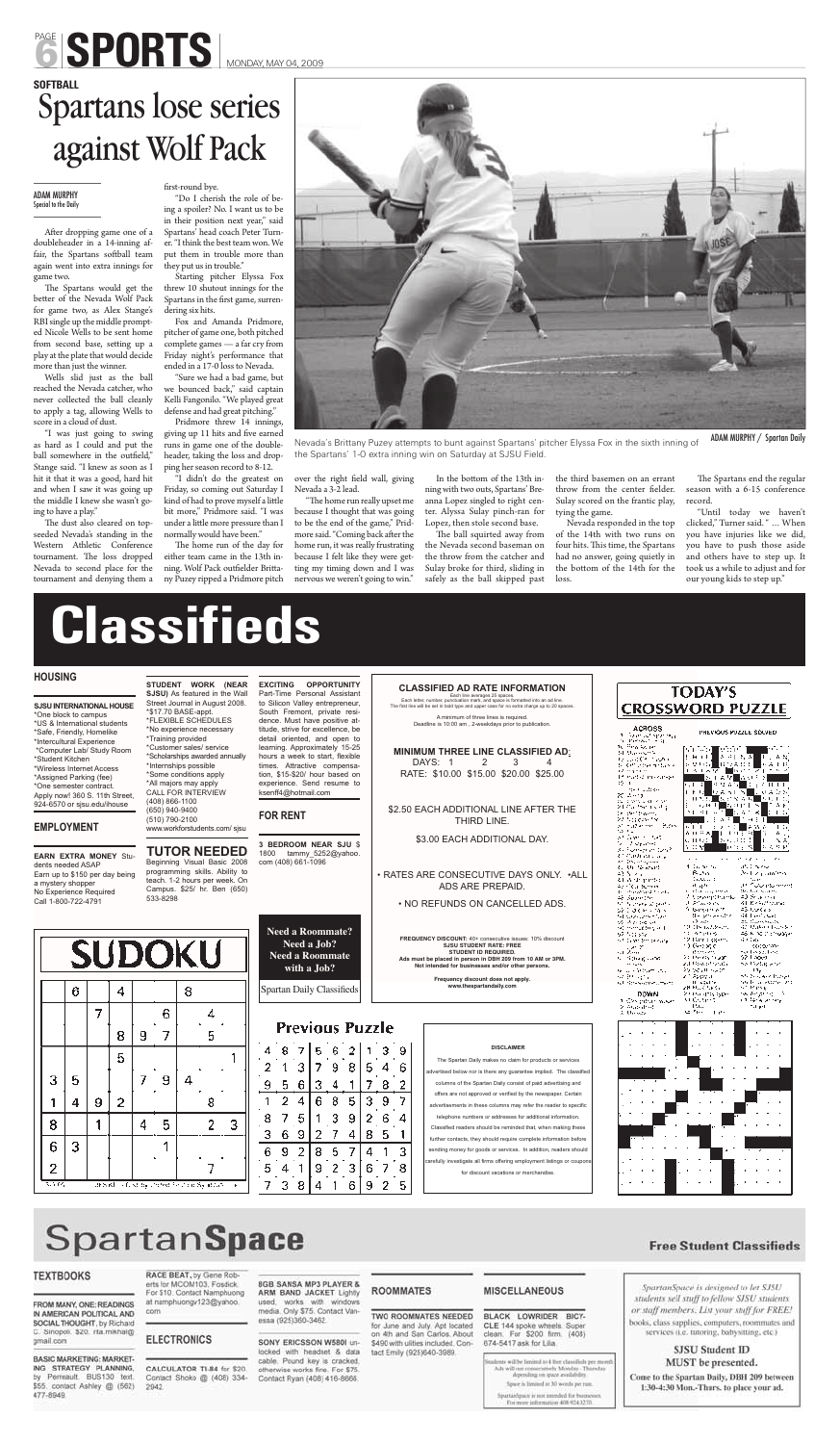# SPORTS

MONDAY, MAY 04, 2009

**SOFTBALL**

# Spartans lose series against Wolf Pack

ADAM MURPHY
Special to the Daily

After dropping game one of a doubleheader in a 14-inning affair, the Spartans softball team again went into extra innings for game two.

The Spartans would get the better of the Nevada Wolf Pack for game two, as Alex Stange's RBI single up the middle prompted Nicole Wells to be sent home from second base, setting up a play at the plate that would decide more than just the winner.

Wells slid just as the ball reached the Nevada catcher, who never collected the ball cleanly to apply a tag, allowing Wells to score in a cloud of dust.

"I was just going to swing as hard as I could and put the ball somewhere in the outfield," Stange said. "I knew as soon as I hit it that it was a good, hard hit and when I saw it was going up the middle I knew she wasn't going to have a play."

The dust also cleared on top-seeded Nevada's standing in the Western Athletic Conference tournament. The loss dropped Nevada to second place for the tournament and denying them a first-round bye.

"Do I cherish the role of being a spoiler? No. I want us to be in their position next year," said Spartans' head coach Peter Turner. "I think the best team won. We put them in trouble more than they put us in trouble."

Starting pitcher Elyssa Fox threw 10 shutout innings for the Spartans in the first game, surrendering six hits.

Fox and Amanda Pridmore, pitcher of game one, both pitched complete games — a far cry from Friday night's performance that ended in a 17-0 loss to Nevada.

"Sure we had a bad game, but we bounced back," said captain Kelli Fangonilo. "We played great defense and had great pitching."

Pridmore threw 14 innings, giving up 11 hits and five earned runs in game one of the doubleheader, taking the loss and dropping her season record to 8-12.

"I didn't do the greatest on Friday, so coming out Saturday I kind of had to prove myself a little bit more," Pridmore said. "I was under a little more pressure than I normally would have been."

The home run of the day for either team came in the 13th inning. Wolf Pack outfielder Brittany Puzey ripped a Pridmore pitch over the right field wall, giving Nevada a 3-2 lead.

"The home run really upset me because I thought that was going to be the end of the game," Pridmore said. "Coming back after the home run, it was really frustrating because I felt like they were getting my timing down and I was nervous we weren't going to win."

In the bottom of the 13th inning with two outs, Spartans' Breanna Lopez singled to right center. Alyssa Sulay pinch-ran for Lopez, then stole second base.

The ball squirted away from the Nevada second baseman on the throw from the catcher and Sulay broke for third, sliding in safely as the ball skipped past the third basemen on an errant throw from the center fielder. Sulay scored on the frantic play, tying the game.

Nevada responded in the top of the 14th with two runs on four hits. This time, the Spartans had no answer, going quietly in the bottom of the 14th for the loss.

The Spartans end the regular season with a 6-15 conference record.

"Until today we haven't clicked," Turner said. " ... When you have injuries like we did, you have to push those aside and others have to step up. It took us a while to adjust and for our young kids to step up."

Nevada's Brittany Puzey attempts to bunt against Spartans' pitcher Elyssa Fox in the sixth inning of the Spartans' 1-0 extra inning win on Saturday at SJSU Field.

ADAM MURPHY / Spartan Daily

# Classifieds

## HOUSING

**SJSU INTERNATIONAL HOUSE**
*One block to campus
*US & International students
*Safe, Friendly, Homelike
*Intercultural Experience
*Computer Lab/ Study Room
*Student Kitchen
*Wireless Internet Access
*Assigned Parking (fee)
*One semester contract.
Apply now! 360 S. 11th Street, 924-6570 or sjsu.edu/ihouse

## EMPLOYMENT

**EARN EXTRA MONEY** Students needed ASAP
Earn up to $150 per day being a mystery shopper
No Experience Required
Call 1-800-722-4791

**STUDENT WORK (NEAR SJSU)** As featured in the Wall Street Journal in August 2008.
*$17.70 BASE-appt.
*FLEXIBLE SCHEDULES
*No experience necessary
*Training provided
*Customer sales/ service
*Scholarships awarded annually
*Internships possible
*Some conditions apply
*All majors may apply
CALL FOR INTERVIEW
(408) 866-1100
(650) 940-9400
(510) 790-2100
www.workforstudents.com/ sjsu

**TUTOR NEEDED**
Beginning Visual Basic 2008 programming skills. Ability to teach. 1-2 hours per week. On Campus. $25/ hr. Ben (650) 533-8298

**EXCITING OPPORTUNITY** Part-Time Personal Assistant to Silicon Valley entrepreneur, South Fremont, private residence. Must have positive attitude, strive for excellence, be detail oriented, and open to learning. Approximately 15-25 hours a week to start, flexible times. Attractive compensation, $15-$20/ hour based on experience. Send resume to ksenff4@hotmail.com

## FOR RENT

**3 BEDROOM NEAR SJSU** $1800 tammy_5252@yahoo.com (408) 661-1096

**Need a Roommate? Need a Job? Need a Roommate with a Job?**

Spartan Daily Classifieds

### CLASSIFIED AD RATE INFORMATION

Each line averages 25 spaces.
Each letter, number, punctuation mark, and space is formatted into an ad line.
The first line will be set in bold type and upper case for no extra charge up to 20 spaces.

A minimum of three lines is required.
Deadline is 10:00 am , 2-weekdays prior to publication.

**MINIMUM THREE LINE CLASSIFIED AD:**

| DAYS: | 1 | 2 | 3 | 4 |
|---|---|---|---|---|
| RATE: | $10.00 | $15.00 | $20.00 | $25.00 |

$2.50 EACH ADDITIONAL LINE AFTER THE THIRD LINE.

$3.00 EACH ADDITIONAL DAY.

• RATES ARE CONSECUTIVE DAYS ONLY. •ALL ADS ARE PREPAID.

• NO REFUNDS ON CANCELLED ADS.

**FREQUENCY DISCOUNT:** 40+ consecutive issues: 10% discount
**SJSU STUDENT RATE: FREE**
**STUDENT ID REQUIRED.**
**Ads must be placed in person in DBH 209 from 10 AM or 3PM.**
**Not intended for businesses and/or other persons.**

**Frequency discount does not apply.**
**www.thespartandaily.com**

### DISCLAIMER

The Spartan Daily makes no claim for products or services advertised below nor is there any guarantee implied. The classified columns of the Spartan Daily consist of paid advertising and offers are not approved or verified by the newspaper. Certain advertisements in these columns may refer the reader to specific telephone numbers or addresses for additional information. Classified readers should be reminded that, when making these further contacts, they should require complete information before sending money for goods or services. In addition, readers should carefully investigate all firms offering employment listings or coupons for discount vacations or merchandise.

## SUDOKU

| | | | | | | | | |
|---|---|---|---|---|---|---|---|---|
| | 6 | | 4 | | | 8 | | |
| | | 7 | | | 6 | | 4 | |
| | | | 8 | 9 | 7 | | 5 | |
| | | | 5 | | | | | 1 |
| 3 | 5 | | | 7 | 9 | 4 | | |
| 1 | 4 | 9 | 2 | | | | 8 | |
| 8 | | 1 | | 4 | 5 | | 2 | 3 |
| 6 | 3 | | | | 1 | | | |
| 2 | | | | | | | 7 | |

## Previous Puzzle

| | | | | | | | | |
|---|---|---|---|---|---|---|---|---|
| 4 | 8 | 7 | 5 | 6 | 2 | 1 | 3 | 9 |
| 2 | 1 | 3 | 7 | 9 | 8 | 5 | 4 | 6 |
| 9 | 5 | 6 | 3 | 4 | 1 | 7 | 8 | 2 |
| 1 | 2 | 4 | 6 | 8 | 5 | 3 | 9 | 7 |
| 8 | 7 | 5 | 1 | 3 | 9 | 2 | 6 | 4 |
| 3 | 6 | 9 | 2 | 7 | 4 | 8 | 5 | 1 |
| 6 | 9 | 2 | 8 | 5 | 7 | 4 | 1 | 3 |
| 5 | 4 | 1 | 9 | 2 | 3 | 6 | 7 | 8 |
| 7 | 3 | 8 | 4 | 1 | 6 | 9 | 2 | 5 |

## TODAY'S CROSSWORD PUZZLE

# SpartanSpace

**Free Student Classifieds**

## TEXTBOOKS

**FROM MANY, ONE: READINGS IN AMERICAN POLITICAL AND SOCIAL THOUGHT,** by Richard C. Sinopoli. $20. rita.mikhail@gmail.com

**BASIC MARKETING: MARKETING STRATEGY PLANNING,** by Perreault. BUS130 text. $55. contact Ashley @ (562) 477-8949.

**RACE BEAT,** by Gene Roberts for MCOM103, Fosdick. For $10. Contact Namphuong at namphuongvr123@yahoo.com

## ELECTRONICS

**CALCULATOR TI-84** for $20. Contact Shoko @ (408) 334-2942.

**8GB SANSA MP3 PLAYER & ARM BAND JACKET** Lightly used, works with windows media. Only $75. Contact Vanessa (925)360-3462.

**SONY ERICSSON W580I** unlocked with headset & data cable. Pound key is cracked, otherwise works fine. For $75. Contact Ryan (408) 416-8666.

## ROOMMATES

**TWO ROOMMATES NEEDED** for June and July. Apt located on 4th and San Carlos. About $490 with utilies included. Contact Emily (925)640-3989.

## MISCELLANEOUS

**BLACK LOWRIDER BICYCLE** 144 spoke wheels. Super clean. For $200 firm. (408) 674-5417 ask for Lilia.

Students will be limited to 4 free classifieds per month. Ads will run consecutively Monday - Thursday depending on space availability. Space is limited to 30 words per run.

SpartanSpace is not intended for businesses. For more information 408-924-3270.

*SpartanSpace is designed to let SJSU students sell stuff to fellow SJSU students or staff members. List your stuff for FREE!*

books, class supplies, computers, roommates and services (i.e. tutoring, babysitting, etc.)

**SJSU Student ID MUST be presented.**

**Come to the Spartan Daily, DBH 209 between 1:30-4:30 Mon.-Thurs. to place your ad.**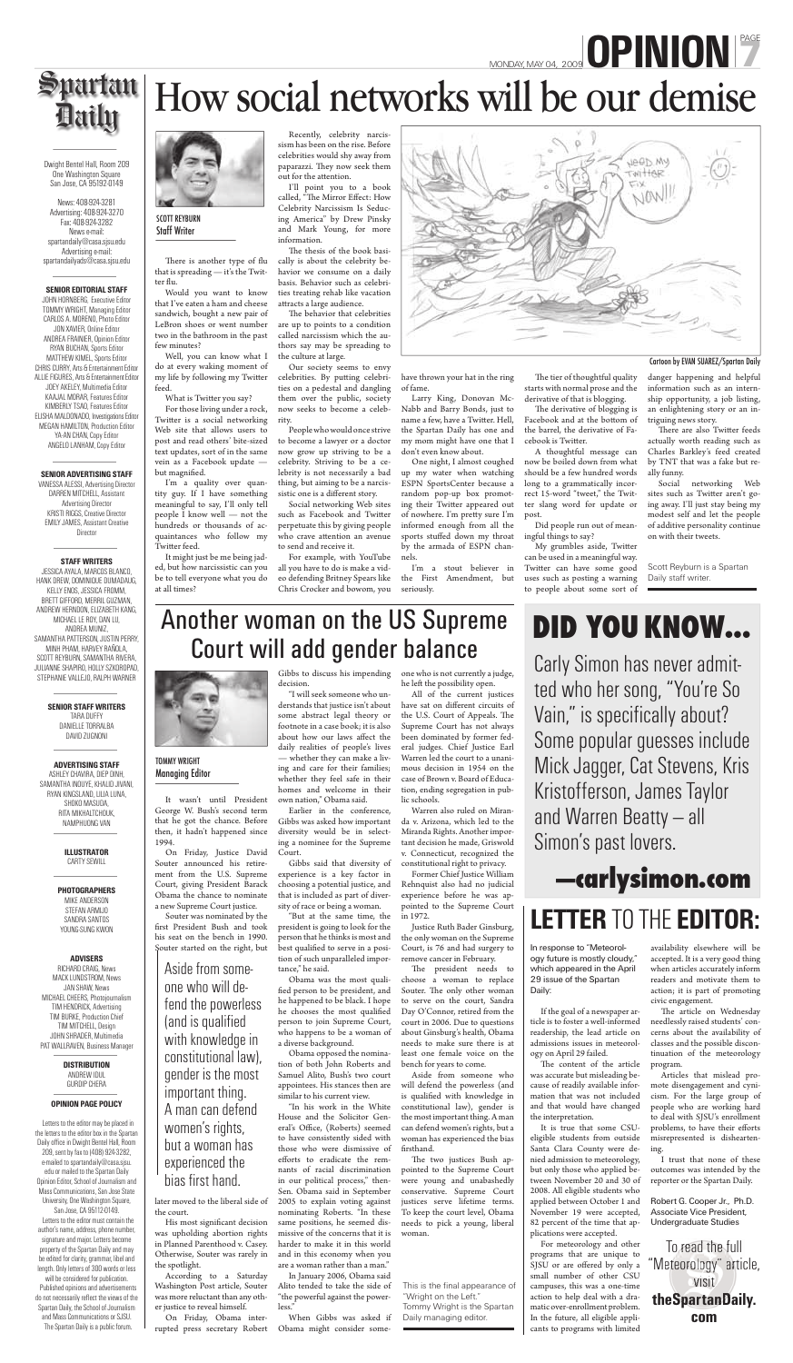# OPINION

MONDAY, MAY 04, 2009

# Spartan Daily

Dwight Bentel Hall, Room 209
One Washington Square
San Jose, CA 95192-0149

News: 408-924-3281
Advertising: 408-924-3270
Fax: 408-924-3282
News e-mail: spartandaily@casa.sjsu.edu
Advertising e-mail: spartandailyads@casa.sjsu.edu

**SENIOR EDITORIAL STAFF**

JOHN HORNBERG, Executive Editor
TOMMY WRIGHT, Managing Editor
CARLOS A. MORENO, Photo Editor
JON XAVIER, Online Editor
ANDREA FRAINIER, Opinion Editor
RYAN BUCHAN, Sports Editor
MATTHEW KIMEL, Sports Editor
CHRIS CURRY, Arts & Entertainment Editor
ALLIE FIGURES, Arts & Entertainment Editor
JOEY AKELEY, Multimedia Editor
KAAJAL MORAR, Features Editor
KIMBERLY TSAO, Features Editor
ELISHA MALDONADO, Investigations Editor
MEGAN HAMILTON, Production Editor
YA-AN CHAN, Copy Editor
ANGELO LANHAM, Copy Editor

**SENIOR ADVERTISING STAFF**

VANESSA ALESSI, Advertising Director
DARREN MITCHELL, Assistant Advertising Director
KRISTI RIGGS, Creative Director
EMILY JAMES, Assistant Creative Director

**STAFF WRITERS**

JESSICA AYALA, MARCOS BLANCO, HANK DREW, DOMINIQUE DUMADAUG, KELLY ENOS, JESSICA FROMM, BRETT GIFFORD, MERRIL GUZMAN, ANDREW HERNDON, ELIZABETH KANG, MICHAEL LE ROY, DAN LU, ANDREA MUNIZ, SAMANTHA PATTERSON, JUSTIN PERRY, MINH PHAM, HARVEY RAÑOLA, SCOTT REYBURN, SAMANTHA RIVERA, JULIANNE SHAPIRO, HOLLY SZKOROPAD, STEPHANIE VALLEJO, RALPH WARNER

**SENIOR STAFF WRITERS**

TARA DUFFY
DANIELLE TORRALBA
DAVID ZUGNONI

**ADVERTISING STAFF**

ASHLEY CHAVIRA, DIEP DINH, SAMANTHA INOUYE, KHALID JIVANI, RYAN KINGSLAND, LILIA LUNA, SHOKO MASUDA, RITA MIKHALTCHOUK, NAMPHUONG VAN

**ILLUSTRATOR**

CARTY SEWILL

**PHOTOGRAPHERS**

MIKE ANDERSON
STEFAN ARMIJO
SANDRA SANTOS
YOUNG-SUNG KWON

**ADVISERS**

RICHARD CRAIG, News
MACK LUNDSTROM, News
JAN SHAW, News
MICHAEL CHEERS, Photojournalism
TIM HENDRICK, Advertising
TIM BURKE, Production Chief
TIM MITCHELL, Design
JOHN SHRADER, Multimedia
PAT WALLRAVEN, Business Manager

**DISTRIBUTION**

ANDREW IDUL
GURDIP CHERA

**OPINION PAGE POLICY**

Letters to the editor may be placed in the letters to the editor box in the Spartan Daily office in Dwight Bentel Hall, Room 209, sent by fax to (408) 924-3282, e-mailed to spartandaily@casa.sjsu.edu or mailed to the Spartan Daily Opinion Editor, School of Journalism and Mass Communications, San Jose State University, One Washington Square, San Jose, CA 95112-0149.

Letters to the editor must contain the author's name, address, phone number, signature and major. Letters become property of the Spartan Daily and may be edited for clarity, grammar, libel and length. Only letters of 300 words or less will be considered for publication.

Published opinions and advertisements do not necessarily reflect the views of the Spartan Daily, the School of Journalism and Mass Communications or SJSU.

The Spartan Daily is a public forum.

# How social networks will be our demise

SCOTT REYBURN
Staff Writer

There is another type of flu that is spreading — it's the Twitter flu.

Would you want to know that I've eaten a ham and cheese sandwich, bought a new pair of LeBron shoes or went number two in the bathroom in the past few minutes?

Well, you can know what I do at every waking moment of my life by following my Twitter feed.

What is Twitter you say?

For those living under a rock, Twitter is a social networking Web site that allows users to post and read others' bite-sized text updates, sort of in the same vein as a Facebook update — but magnified.

I'm a quality over quantity guy. If I have something meaningful to say, I'll only tell people I know well — not the hundreds or thousands of acquaintances who follow my Twitter feed.

It might just be me being jaded, but how narcissistic can you be to tell everyone what you do at all times?

Recently, celebrity narcissism has been on the rise. Before celebrities would shy away from paparazzi. They now seek them out for the attention.

I'll point you to a book called, "The Mirror Effect: How Celebrity Narcissism Is Seducing America" by Drew Pinsky and Mark Young, for more information.

The thesis of the book basically is about the celebrity behavior we consume on a daily basis. Behavior such as celebrities treating rehab like vacation attracts a large audience.

The behavior that celebrities are up to points to a condition called narcissism which the authors say may be spreading to the culture at large.

Our society seems to envy celebrities. By putting celebrities on a pedestal and dangling them over the public, society now seeks to become a celebrity.

People who would once strive to become a lawyer or a doctor now grow up striving to be a celebrity. Striving to be a celebrity is not necessarily a bad thing, but aiming to be a narcissistic one is a different story.

Social networking Web sites such as Facebook and Twitter perpetuate this by giving people who crave attention an avenue to send and receive it.

For example, with YouTube all you have to do is make a video defending Britney Spears like Chris Crocker and bowom, you have thrown your hat in the ring of fame.

Larry King, Donovan McNabb and Barry Bonds, just to name a few, have a Twitter. Hell, the Spartan Daily has one and my mom might have one that I don't even know about.

One night, I almost coughed up my water when watching ESPN SportsCenter because a random pop-up box promoting their Twitter appeared out of nowhere. I'm pretty sure I'm informed enough from all the sports stuffed down my throat by the armada of ESPN channels.

I'm a stout believer in the First Amendment, but seriously.

The tier of thoughtful quality starts with normal prose and the derivative of that is blogging.

The derivative of blogging is Facebook and at the bottom of the barrel, the derivative of Facebook is Twitter.

A thoughtful message can now be boiled down from what should be a few hundred words long to a grammatically incorrect 15-word "tweet," the Twitter slang word for update or post.

Did people run out of meaningful things to say?

My grumbles aside, Twitter can be used in a meaningful way. Twitter can have some good uses such as posting a warning to people about some sort of danger happening and helpful information such as an internship opportunity, a job listing, an enlightening story or an intriguing news story.

There are also Twitter feeds actually worth reading such as Charles Barkley's feed created by TNT that was a fake but really funny.

Social networking Web sites such as Twitter aren't going away. I'll just stay being my modest self and let the people of additive personality continue on with their tweets.

*Scott Reyburn is a Spartan Daily staff writer.*

Cartoon by EVAN SUAREZ/Spartan Daily

# Another woman on the US Supreme Court will add gender balance

TOMMY WRIGHT
Managing Editor

It wasn't until President George W. Bush's second term that he got the chance. Before then, it hadn't happened since 1994.

On Friday, Justice David Souter announced his retirement from the U.S. Supreme Court, giving President Barack Obama the chance to nominate a new Supreme Court justice.

Souter was nominated by the first President Bush and took his seat on the bench in 1990. Souter started on the right, but later moved to the liberal side of the court.

> Aside from someone who will defend the powerless (and is qualified with knowledge in constitutional law), gender is the most important thing. A man can defend women's rights, but a woman has experienced the bias first hand.

His most significant decision was upholding abortion rights in Planned Parenthood v. Casey. Otherwise, Souter was rarely in the spotlight.

According to a Saturday Washington Post article, Souter was more reluctant than any other justice to reveal himself.

On Friday, Obama interrupted press secretary Robert Gibbs to discuss his impending decision.

"I will seek someone who understands that justice isn't about some abstract legal theory or footnote in a case book; it is also about how our laws affect the daily realities of people's lives — whether they can make a living and care for their families; whether they feel safe in their homes and welcome in their own nation," Obama said.

Earlier in the conference, Gibbs was asked how important diversity would be in selecting a nominee for the Supreme Court.

Gibbs said that diversity of experience is a key factor in choosing a potential justice, and that is included as part of diversity of race or being a woman.

"But at the same time, the president is going to look for the person that he thinks is most and best qualified to serve in a position of such unparalleled importance," he said.

Obama was the most qualified person to be president, and he happened to be black. I hope he chooses the most qualified person to join Supreme Court, who happens to be a woman of a diverse background.

Obama opposed the nomination of both John Roberts and Samuel Alito, Bush's two court appointees. His stances then are similar to his current view.

"In his work in the White House and the Solicitor General's Office, (Roberts) seemed to have consistently sided with those who were dismissive of efforts to eradicate the remnants of racial discrimination in our political process," then-Sen. Obama said in September 2005 to explain voting against nominating Roberts. "In these same positions, he seemed dismissive of the concerns that it is harder to make it in this world and in this economy when you are a woman rather than a man."

In January 2006, Obama said Alito tended to take the side of "the powerful against the powerless."

When Gibbs was asked if Obama might consider someone who is not currently a judge, he left the possibility open.

All of the current justices have sat on different circuits of the U.S. Court of Appeals. The Supreme Court has not always been dominated by former federal judges. Chief Justice Earl Warren led the court to a unanimous decision in 1954 on the case of Brown v. Board of Education, ending segregation in public schools.

Warren also ruled on Miranda v. Arizona, which led to the Miranda Rights. Another important decision he made, Griswold v. Connecticut, recognized the constitutional right to privacy.

Former Chief Justice William Rehnquist also had no judicial experience before he was appointed to the Supreme Court in 1972.

Justice Ruth Bader Ginsburg, the only woman on the Supreme Court, is 76 and had surgery to remove cancer in February.

The president needs to choose a woman to replace Souter. The only other woman to serve on the court, Sandra Day O'Connor, retired from the court in 2006. Due to questions about Ginsburg's health, Obama needs to make sure there is at least one female voice on the bench for years to come.

Aside from someone who will defend the powerless (and is qualified with knowledge in constitutional law), gender is the most important thing. A man can defend women's rights, but a woman has experienced the bias firsthand.

The two justices Bush appointed to the Supreme Court were young and unabashedly conservative. Supreme Court justices serve lifetime terms. To keep the court level, Obama needs to pick a young, liberal woman.

*This is the final appearance of "Wright on the Left." Tommy Wright is the Spartan Daily managing editor.*

# DID YOU KNOW...

Carly Simon has never admitted who her song, "You're So Vain," is specifically about? Some popular guesses include Mick Jagger, Cat Stevens, Kris Kristofferson, James Taylor and Warren Beatty – all Simon's past lovers.

**—carlysimon.com**

# LETTER TO THE EDITOR:

In response to "Meteorology future is mostly cloudy," which appeared in the April 29 issue of the Spartan Daily:

If the goal of a newspaper article is to foster a well-informed readership, the lead article on admissions issues in meteorology on April 29 failed.

The content of the article was accurate but misleading because of readily available information that was not included and that would have changed the interpretation.

It is true that some CSU-eligible students from outside Santa Clara County were denied admission to meteorology, but only those who applied between November 20 and 30 of 2008. All eligible students who applied between October 1 and November 19 were accepted, 82 percent of the time that applications were accepted.

For meteorology and other programs that are unique to SJSU or are offered by only a small number of other CSU campuses, this was a one-time action to help deal with a dramatic over-enrollment problem. In the future, all eligible applicants to programs with limited availability elsewhere will be accepted. It is a very good thing when articles accurately inform readers and motivate them to action; it is part of promoting civic engagement.

The article on Wednesday needlessly raised students' concerns about the availability of classes and the possible discontinuation of the meteorology program.

Articles that mislead promote disengagement and cynicism. For the large group of people who are working hard to deal with SJSU's enrollment problems, to have their efforts misrepresented is disheartening.

I trust that none of these outcomes was intended by the reporter or the Spartan Daily.

Robert G. Cooper Jr., Ph.D.
Associate Vice President,
Undergraduate Studies

To read the full "Meteorology" article, visit **theSpartanDaily.com**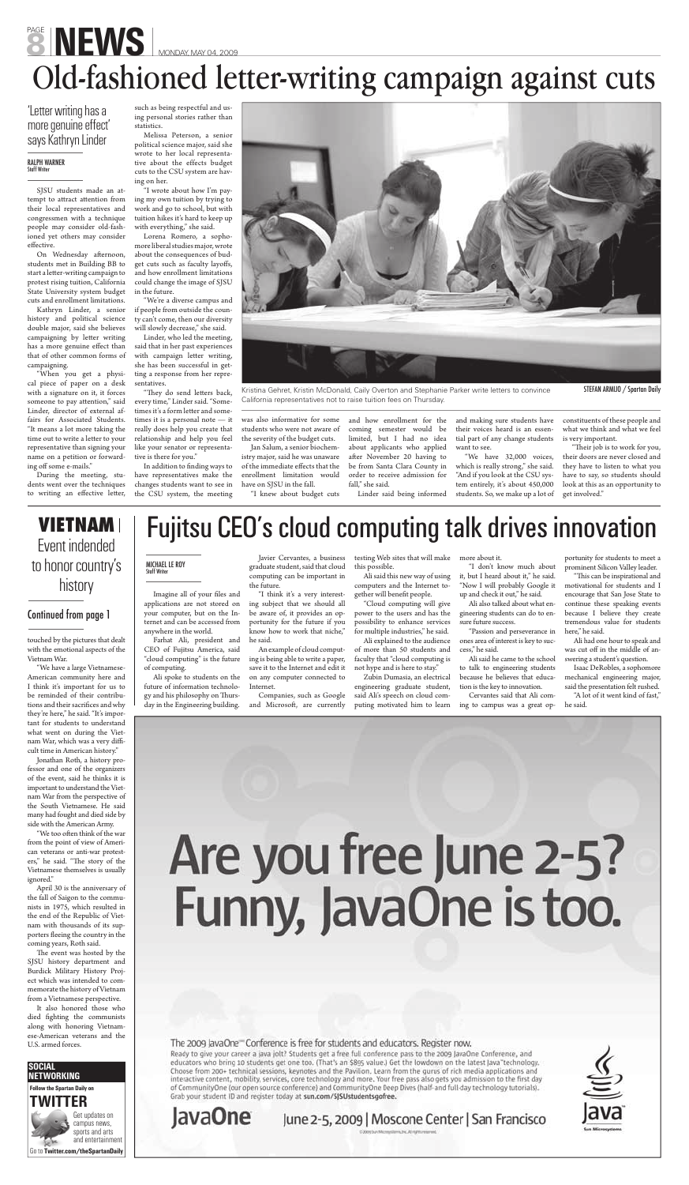# Old-fashioned letter-writing campaign against cuts

## 'Letter writing has a more genuine effect' says Kathryn Linder

RALPH WARNER
Staff Writer

SJSU students made an attempt to attract attention from their local representatives and congressmen with a technique people may consider old-fashioned yet others may consider effective.

On Wednesday afternoon, students met in Building BB to start a letter-writing campaign to protest rising tuition, California State University system budget cuts and enrollment limitations.

Kathryn Linder, a senior history and political science double major, said she believes campaigning by letter writing has a more genuine effect than that of other common forms of campaigning.

"When you get a physical piece of paper on a desk with a signature on it, it forces someone to pay attention," said Linder, director of external affairs for Associated Students. "It means a lot more taking the time out to write a letter to your representative than signing your name on a petition or forwarding off some e-mails."

During the meeting, students went over the techniques to writing an effective letter, such as being respectful and using personal stories rather than statistics.

Melissa Peterson, a senior political science major, said she wrote to her local representative about the effects budget cuts to the CSU system are having on her.

"I wrote about how I'm paying my own tuition by trying to work and go to school, but with tuition hikes it's hard to keep up with everything," she said.

Lorena Romero, a sophomore liberal studies major, wrote about the consequences of budget cuts such as faculty layoffs, and how enrollment limitations could change the image of SJSU in the future.

"We're a diverse campus and if people from outside the county can't come, then our diversity will slowly decrease," she said.

Linder, who led the meeting, said that in her past experiences with campaign letter writing, she has been successful in getting a response from her representatives.

"They do send letters back, every time," Linder said. "Sometimes it's a form letter and sometimes it is a personal note — it really does help you create that relationship and help you feel like your senator or representative is there for you."

In addition to finding ways to have representatives make the changes students want to see in the CSU system, the meeting was also informative for some students who were not aware of the severity of the budget cuts.

Jan Salum, a senior biochemistry major, said he was unaware of the immediate effects that the enrollment limitation would have on SJSU in the fall.

"I knew about budget cuts and how enrollment for the coming semester would be limited, but I had no idea about applicants who applied after November 20 having to be from Santa Clara County in order to receive admission for fall," she said.

Linder said being informed and making sure students have their voices heard is an essential part of any change students want to see.

"We have 32,000 voices, which is really strong," she said. "And if you look at the CSU system entirely, it's about 450,000 students. So, we make up a lot of constituents of these people and what we think and what we feel is very important.

"Their job is to work for you, their doors are never closed and they have to listen to what you have to say, so students should look at this as an opportunity to get involved."

Kristina Gehret, Kristin McDonald, Caily Overton and Stephanie Parker write letters to convince California representatives not to raise tuition fees on Thursday. STEFAN ARMIJO / Spartan Daily

# VIETNAM

## Event intended to honor country's history

### Continued from page 1

touched by the pictures that dealt with the emotional aspects of the Vietnam War.

"We have a large Vietnamese-American community here and I think it's important for us to be reminded of their contributions and their sacrifices and why they're here," he said. "It's important for students to understand what went on during the Vietnam War, which was a very difficult time in American history."

Jonathan Roth, a history professor and one of the organizers of the event, said he thinks it is important to understand the Vietnam War from the perspective of the South Vietnamese. He said many had fought and died side by side with the American Army.

"We too often think of the war from the point of view of American veterans or anti-war protesters," he said. "The story of the Vietnamese themselves is usually ignored."

April 30 is the anniversary of the fall of Saigon to the communists in 1975, which resulted in the end of the Republic of Vietnam with thousands of its supporters fleeing the country in the coming years, Roth said.

The event was hosted by the SJSU history department and Burdick Military History Project which was intended to commemorate the history of Vietnam from a Vietnamese perspective.

It also honored those who died fighting the communists along with honoring Vietnamese-American veterans and the U.S. armed forces.

**SOCIAL NETWORKING**
Follow the Spartan Daily on
**TWITTER**
Get updates on campus news, sports and arts and entertainment
Go to Twitter.com/theSpartanDaily

# Fujitsu CEO's cloud computing talk drives innovation

MICHAEL LE ROY
Staff Writer

Imagine all of your files and applications are not stored on your computer, but on the Internet and can be accessed from anywhere in the world.

Farhat Ali, president and CEO of Fujitsu America, said "cloud computing" is the future of computing.

Ali spoke to students on the future of information technology and his philosophy on Thursday in the Engineering building.

Javier Cervantes, a business graduate student, said that cloud computing can be important in the future.

"I think it's a very interesting subject that we should all be aware of, it provides an opportunity for the future if you know how to work that niche," he said.

An example of cloud computing is being able to write a paper, save it to the Internet and edit it on any computer connected to Internet.

Companies, such as Google and Microsoft, are currently testing Web sites that will make this possible.

Ali said this new way of using computers and the Internet together will benefit people.

"Cloud computing will give power to the users and has the possibility to enhance services for multiple industries," he said.

Ali explained to the audience of more than 50 students and faculty that "cloud computing is not hype and is here to stay."

Zubin Dumasia, an electrical engineering graduate student, said Ali's speech on cloud computing motivated him to learn more about it.

"I don't know much about it, but I heard about it," he said. "Now I will probably Google it up and check it out," he said.

Ali also talked about what engineering students can do to ensure future success.

"Passion and perseverance in ones area of interest is key to success," he said.

Ali said he came to the school to talk to engineering students because he believes that education is the key to innovation.

Cervantes said that Ali coming to campus was a great opportunity for students to meet a prominent Silicon Valley leader.

"This can be inspirational and motivational for students and I encourage that San Jose State to continue these speaking events because I believe they create tremendous value for students here," he said.

Ali had one hour to speak and was cut off in the middle of answering a student's question.

Isaac DeRobles, a sophomore mechanical engineering major, said the presentation felt rushed.

"A lot of it went kind of fast," he said.

# Are you free June 2-5? Funny, JavaOne is too.

The 2009 JavaOne℠ Conference is free for students and educators. Register now.

Ready to give your career a java jolt? Students get a free full conference pass to the 2009 JavaOne Conference, and educators who bring 10 students get one too. (That's an $895 value.) Get the lowdown on the latest Java™ technology. Choose from 200+ technical sessions, keynotes and the Pavilion. Learn from the gurus of rich media applications and interactive content, mobility, services, core technology and more. Your free pass also gets you admission to the first day of CommunityOne (our open source conference) and CommunityOne Deep Dives (half-and full-day technology tutorials). Grab your student ID and register today at **sun.com/SJSUstudentsgofree.**

JavaOne | June 2-5, 2009 | Moscone Center | San Francisco

© 2009 Sun Microsystems, Inc. All rights reserved.

Java™ Sun Microsystems